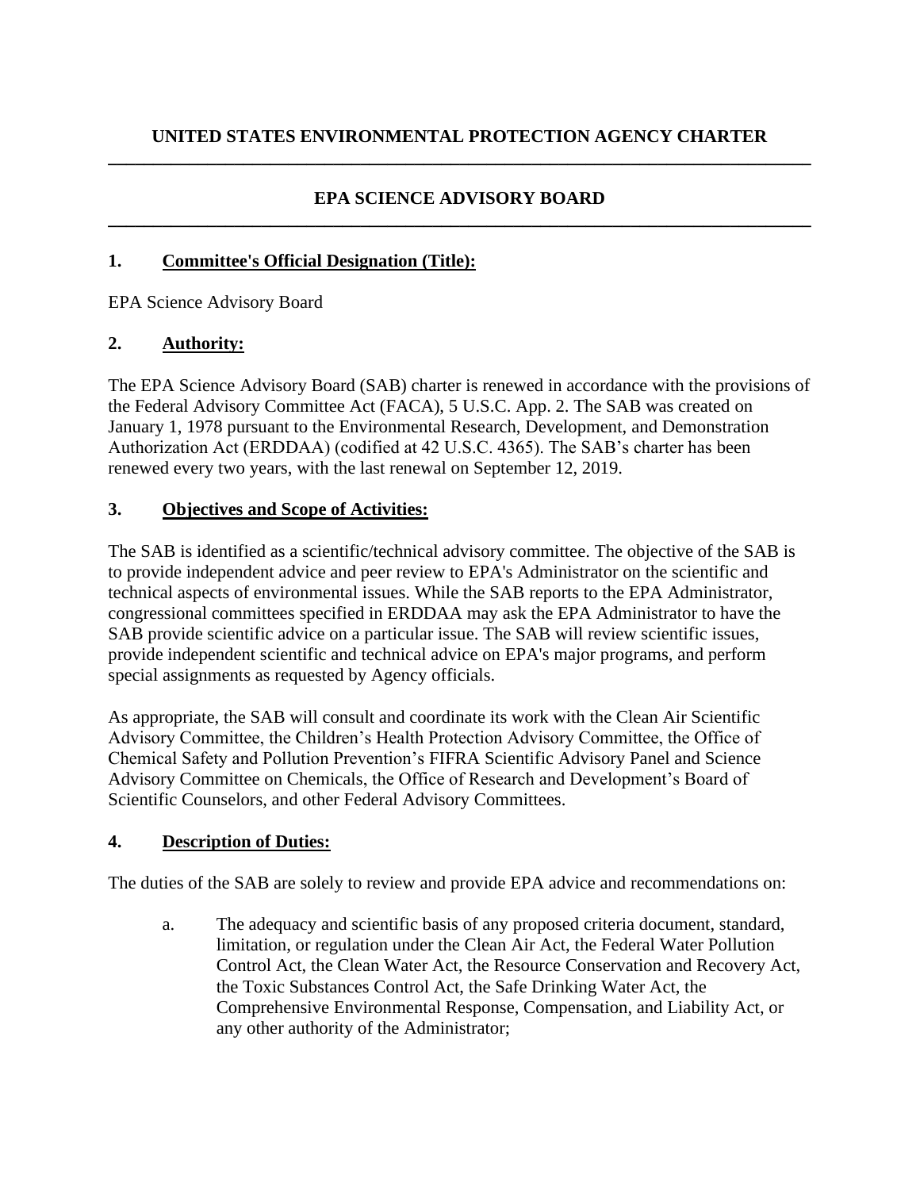# UNITED STATES ENVIRONMENTAL PROTECTION AGENCY CHARTER

## EPA SCIENCE ADVISORY BOARD

### 1. Committee's Official Designation (Title):

EPA Science Advisory Board

### 2. Authority:

The EPA Science Advisory Board (SAB) charter is renewed in accordance with the provisions of the Federal Advisory Committee Act (FACA), 5 U.S.C. App. 2. The SAB was created on January 1, 1978 pursuant to the Environmental Research, Development, and Demonstration Authorization Act (ERDDAA) (codified at 42 U.S.C. 4365). The SAB's charter has been renewed every two years, with the last renewal on September 12, 2019.

### 3. Objectives and Scope of Activities:

The SAB is identified as a scientific/technical advisory committee. The objective of the SAB is to provide independent advice and peer review to EPA's Administrator on the scientific and technical aspects of environmental issues. While the SAB reports to the EPA Administrator, congressional committees specified in ERDDAA may ask the EPA Administrator to have the SAB provide scientific advice on a particular issue. The SAB will review scientific issues, provide independent scientific and technical advice on EPA's major programs, and perform special assignments as requested by Agency officials.

As appropriate, the SAB will consult and coordinate its work with the Clean Air Scientific Advisory Committee, the Children's Health Protection Advisory Committee, the Office of Chemical Safety and Pollution Prevention's FIFRA Scientific Advisory Panel and Science Advisory Committee on Chemicals, the Office of Research and Development's Board of Scientific Counselors, and other Federal Advisory Committees.

### 4. Description of Duties:

The duties of the SAB are solely to review and provide EPA advice and recommendations on:

a. The adequacy and scientific basis of any proposed criteria document, standard, limitation, or regulation under the Clean Air Act, the Federal Water Pollution Control Act, the Clean Water Act, the Resource Conservation and Recovery Act, the Toxic Substances Control Act, the Safe Drinking Water Act, the Comprehensive Environmental Response, Compensation, and Liability Act, or any other authority of the Administrator;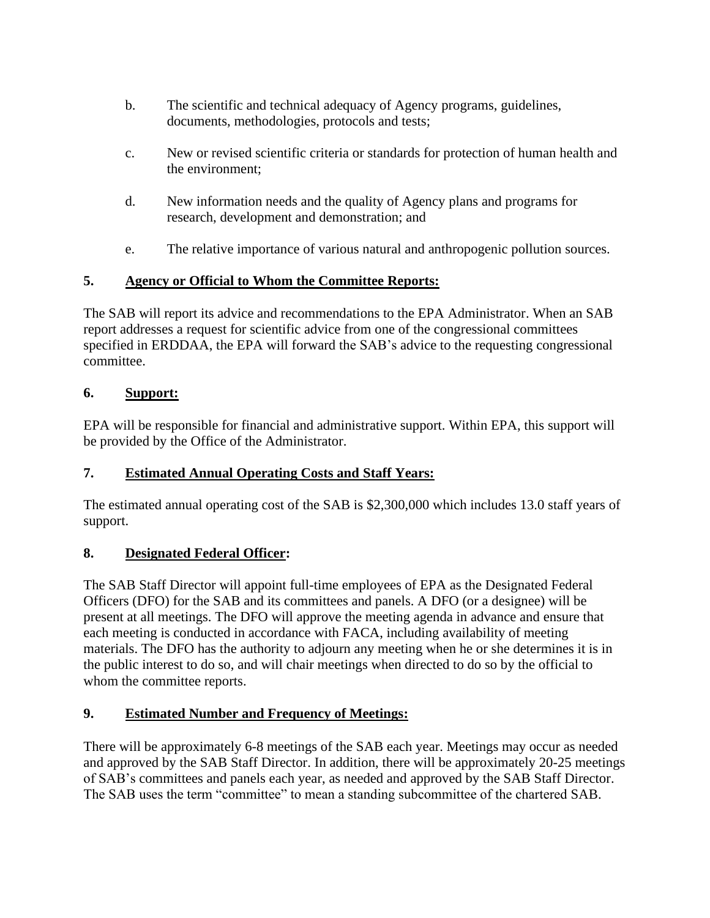b. The scientific and technical adequacy of Agency programs, guidelines, documents, methodologies, protocols and tests;

c. New or revised scientific criteria or standards for protection of human health and the environment;

d. New information needs and the quality of Agency plans and programs for research, development and demonstration; and

e. The relative importance of various natural and anthropogenic pollution sources.

**5. <u>Agency or Official to Whom the Committee Reports:</u>**

The SAB will report its advice and recommendations to the EPA Administrator. When an SAB report addresses a request for scientific advice from one of the congressional committees specified in ERDDAA, the EPA will forward the SAB's advice to the requesting congressional committee.

**6. <u>Support:</u>**

EPA will be responsible for financial and administrative support. Within EPA, this support will be provided by the Office of the Administrator.

**7. <u>Estimated Annual Operating Costs and Staff Years:</u>**

The estimated annual operating cost of the SAB is $2,300,000 which includes 13.0 staff years of support.

**8. <u>Designated Federal Officer</u>:**

The SAB Staff Director will appoint full-time employees of EPA as the Designated Federal Officers (DFO) for the SAB and its committees and panels. A DFO (or a designee) will be present at all meetings. The DFO will approve the meeting agenda in advance and ensure that each meeting is conducted in accordance with FACA, including availability of meeting materials. The DFO has the authority to adjourn any meeting when he or she determines it is in the public interest to do so, and will chair meetings when directed to do so by the official to whom the committee reports.

**9. <u>Estimated Number and Frequency of Meetings:</u>**

There will be approximately 6-8 meetings of the SAB each year. Meetings may occur as needed and approved by the SAB Staff Director. In addition, there will be approximately 20-25 meetings of SAB's committees and panels each year, as needed and approved by the SAB Staff Director. The SAB uses the term "committee" to mean a standing subcommittee of the chartered SAB.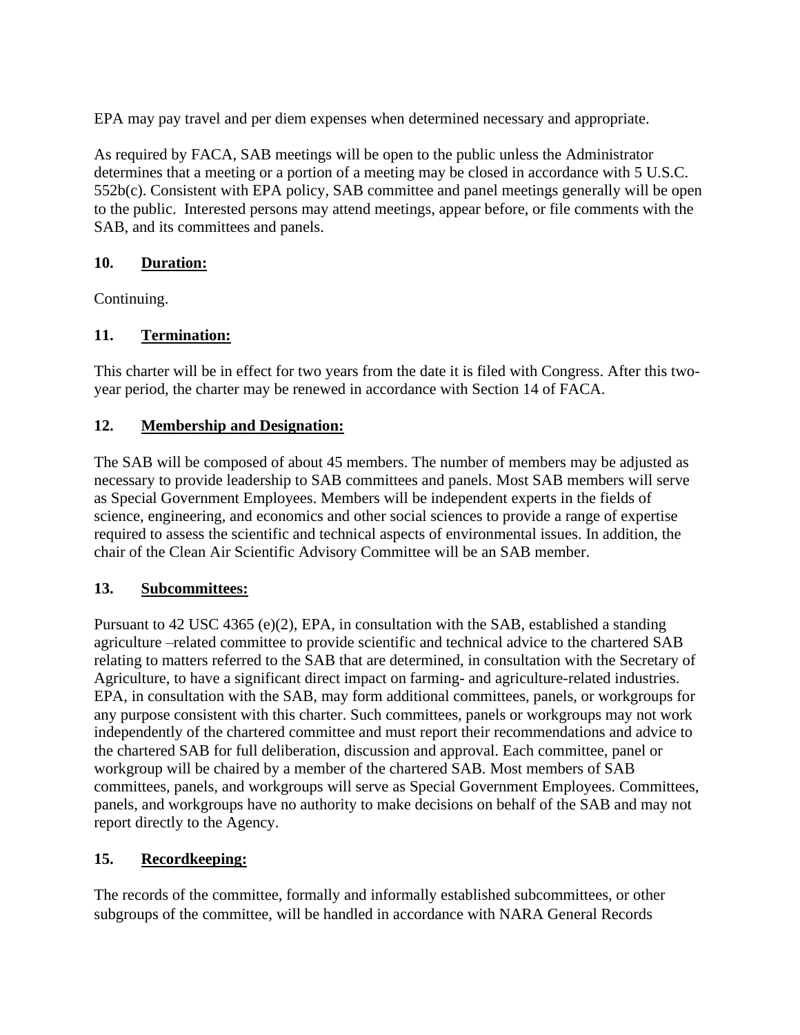EPA may pay travel and per diem expenses when determined necessary and appropriate.

As required by FACA, SAB meetings will be open to the public unless the Administrator determines that a meeting or a portion of a meeting may be closed in accordance with 5 U.S.C. 552b(c). Consistent with EPA policy, SAB committee and panel meetings generally will be open to the public. Interested persons may attend meetings, appear before, or file comments with the SAB, and its committees and panels.

## 10. Duration:

Continuing.

## 11. Termination:

This charter will be in effect for two years from the date it is filed with Congress. After this two-year period, the charter may be renewed in accordance with Section 14 of FACA.

## 12. Membership and Designation:

The SAB will be composed of about 45 members. The number of members may be adjusted as necessary to provide leadership to SAB committees and panels. Most SAB members will serve as Special Government Employees. Members will be independent experts in the fields of science, engineering, and economics and other social sciences to provide a range of expertise required to assess the scientific and technical aspects of environmental issues. In addition, the chair of the Clean Air Scientific Advisory Committee will be an SAB member.

## 13. Subcommittees:

Pursuant to 42 USC 4365 (e)(2), EPA, in consultation with the SAB, established a standing agriculture –related committee to provide scientific and technical advice to the chartered SAB relating to matters referred to the SAB that are determined, in consultation with the Secretary of Agriculture, to have a significant direct impact on farming- and agriculture-related industries. EPA, in consultation with the SAB, may form additional committees, panels, or workgroups for any purpose consistent with this charter. Such committees, panels or workgroups may not work independently of the chartered committee and must report their recommendations and advice to the chartered SAB for full deliberation, discussion and approval. Each committee, panel or workgroup will be chaired by a member of the chartered SAB. Most members of SAB committees, panels, and workgroups will serve as Special Government Employees. Committees, panels, and workgroups have no authority to make decisions on behalf of the SAB and may not report directly to the Agency.

## 15. Recordkeeping:

The records of the committee, formally and informally established subcommittees, or other subgroups of the committee, will be handled in accordance with NARA General Records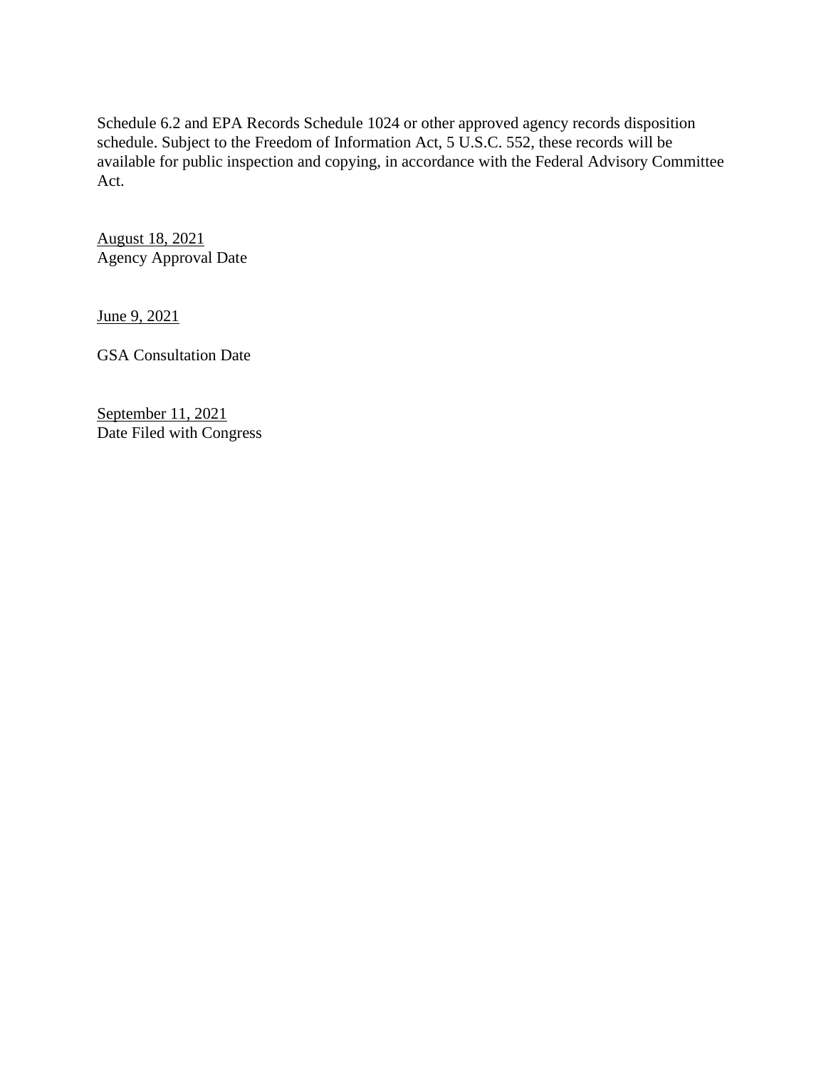Schedule 6.2 and EPA Records Schedule 1024 or other approved agency records disposition schedule. Subject to the Freedom of Information Act, 5 U.S.C. 552, these records will be available for public inspection and copying, in accordance with the Federal Advisory Committee Act.

<u>August 18, 2021</u>
Agency Approval Date

<u>June 9, 2021</u>

GSA Consultation Date

<u>September 11, 2021</u>
Date Filed with Congress